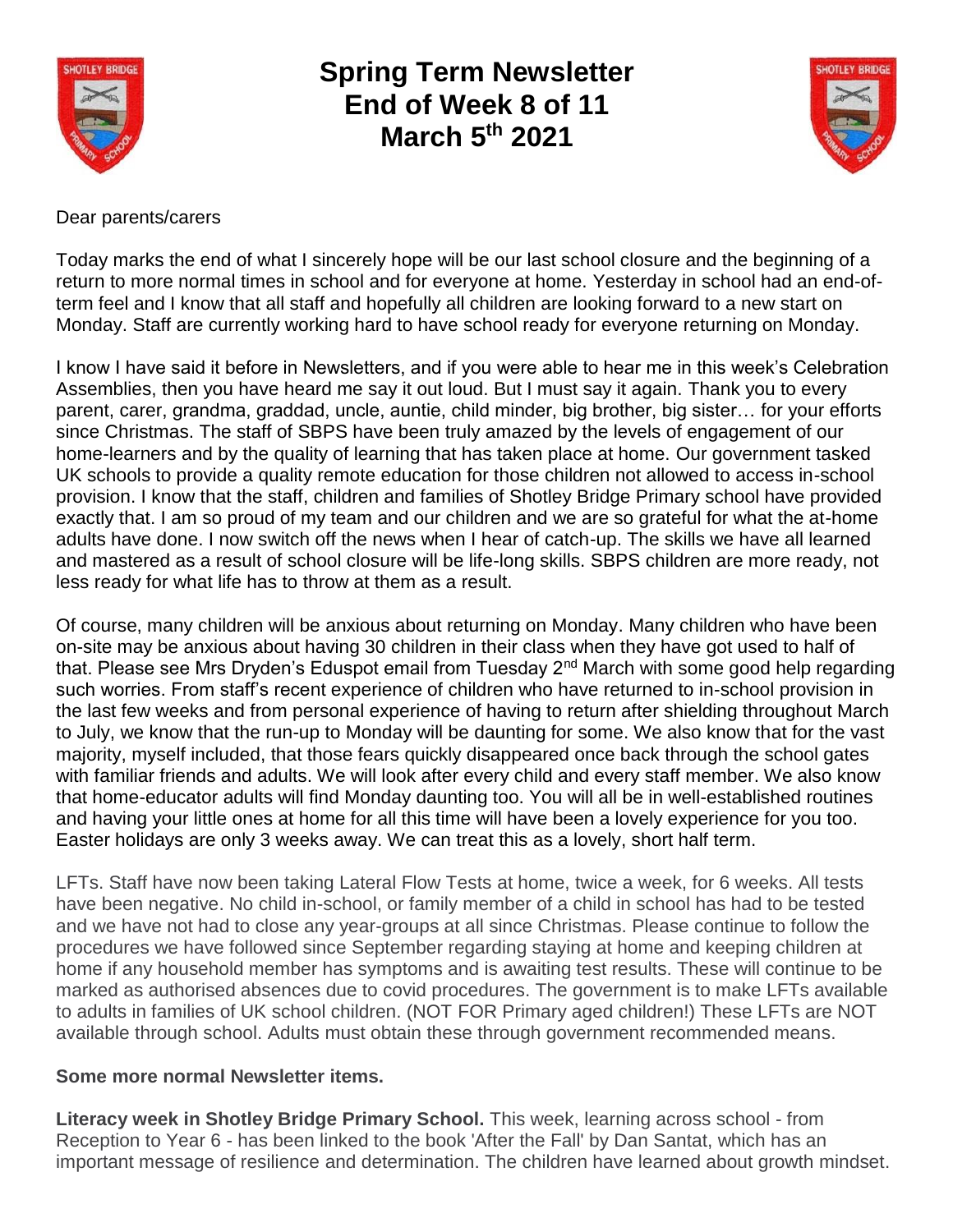# Spring Term Newsletter
# End of Week 8 of 11
# March 5th 2021

Dear parents/carers

Today marks the end of what I sincerely hope will be our last school closure and the beginning of a return to more normal times in school and for everyone at home. Yesterday in school had an end-of-term feel and I know that all staff and hopefully all children are looking forward to a new start on Monday. Staff are currently working hard to have school ready for everyone returning on Monday.

I know I have said it before in Newsletters, and if you were able to hear me in this week's Celebration Assemblies, then you have heard me say it out loud. But I must say it again. Thank you to every parent, carer, grandma, graddad, uncle, auntie, child minder, big brother, big sister… for your efforts since Christmas. The staff of SBPS have been truly amazed by the levels of engagement of our home-learners and by the quality of learning that has taken place at home. Our government tasked UK schools to provide a quality remote education for those children not allowed to access in-school provision. I know that the staff, children and families of Shotley Bridge Primary school have provided exactly that. I am so proud of my team and our children and we are so grateful for what the at-home adults have done. I now switch off the news when I hear of catch-up. The skills we have all learned and mastered as a result of school closure will be life-long skills. SBPS children are more ready, not less ready for what life has to throw at them as a result.

Of course, many children will be anxious about returning on Monday. Many children who have been on-site may be anxious about having 30 children in their class when they have got used to half of that. Please see Mrs Dryden's Eduspot email from Tuesday 2nd March with some good help regarding such worries. From staff's recent experience of children who have returned to in-school provision in the last few weeks and from personal experience of having to return after shielding throughout March to July, we know that the run-up to Monday will be daunting for some. We also know that for the vast majority, myself included, that those fears quickly disappeared once back through the school gates with familiar friends and adults. We will look after every child and every staff member. We also know that home-educator adults will find Monday daunting too. You will all be in well-established routines and having your little ones at home for all this time will have been a lovely experience for you too. Easter holidays are only 3 weeks away. We can treat this as a lovely, short half term.

LFTs. Staff have now been taking Lateral Flow Tests at home, twice a week, for 6 weeks. All tests have been negative. No child in-school, or family member of a child in school has had to be tested and we have not had to close any year-groups at all since Christmas. Please continue to follow the procedures we have followed since September regarding staying at home and keeping children at home if any household member has symptoms and is awaiting test results. These will continue to be marked as authorised absences due to covid procedures. The government is to make LFTs available to adults in families of UK school children. (NOT FOR Primary aged children!) These LFTs are NOT available through school. Adults must obtain these through government recommended means.

**Some more normal Newsletter items.**

**Literacy week in Shotley Bridge Primary School.** This week, learning across school - from Reception to Year 6 - has been linked to the book 'After the Fall' by Dan Santat, which has an important message of resilience and determination. The children have learned about growth mindset.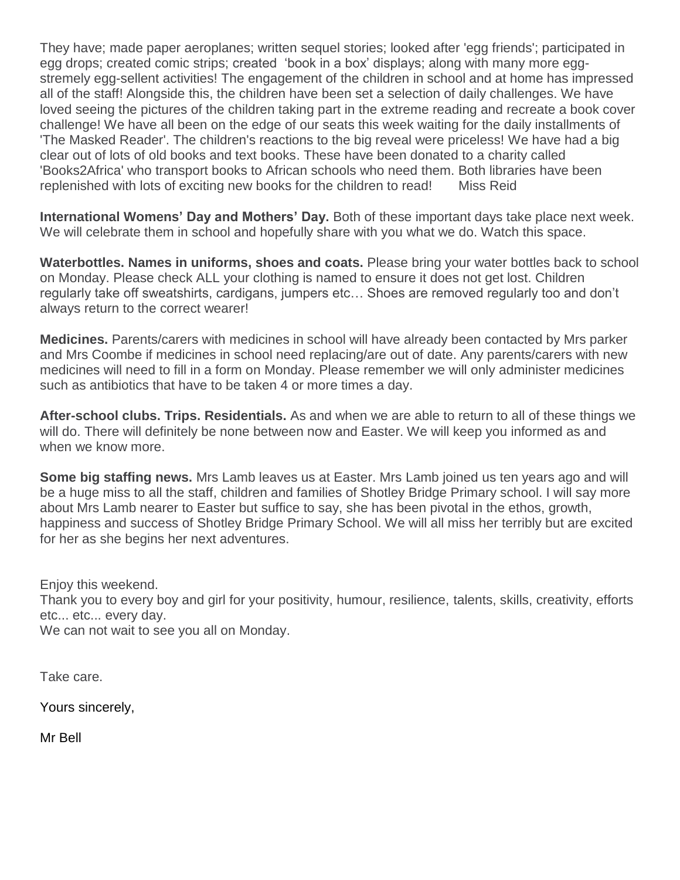They have; made paper aeroplanes; written sequel stories; looked after 'egg friends'; participated in egg drops; created comic strips; created 'book in a box' displays; along with many more egg-stremely egg-sellent activities! The engagement of the children in school and at home has impressed all of the staff! Alongside this, the children have been set a selection of daily challenges. We have loved seeing the pictures of the children taking part in the extreme reading and recreate a book cover challenge! We have all been on the edge of our seats this week waiting for the daily installments of 'The Masked Reader'. The children's reactions to the big reveal were priceless! We have had a big clear out of lots of old books and text books. These have been donated to a charity called 'Books2Africa' who transport books to African schools who need them. Both libraries have been replenished with lots of exciting new books for the children to read! Miss Reid

**International Womens' Day and Mothers' Day.** Both of these important days take place next week. We will celebrate them in school and hopefully share with you what we do. Watch this space.

**Waterbottles. Names in uniforms, shoes and coats.** Please bring your water bottles back to school on Monday. Please check ALL your clothing is named to ensure it does not get lost. Children regularly take off sweatshirts, cardigans, jumpers etc… Shoes are removed regularly too and don't always return to the correct wearer!

**Medicines.** Parents/carers with medicines in school will have already been contacted by Mrs parker and Mrs Coombe if medicines in school need replacing/are out of date. Any parents/carers with new medicines will need to fill in a form on Monday. Please remember we will only administer medicines such as antibiotics that have to be taken 4 or more times a day.

**After-school clubs. Trips. Residentials.** As and when we are able to return to all of these things we will do. There will definitely be none between now and Easter. We will keep you informed as and when we know more.

**Some big staffing news.** Mrs Lamb leaves us at Easter. Mrs Lamb joined us ten years ago and will be a huge miss to all the staff, children and families of Shotley Bridge Primary school. I will say more about Mrs Lamb nearer to Easter but suffice to say, she has been pivotal in the ethos, growth, happiness and success of Shotley Bridge Primary School. We will all miss her terribly but are excited for her as she begins her next adventures.

Enjoy this weekend.
Thank you to every boy and girl for your positivity, humour, resilience, talents, skills, creativity, efforts etc... etc... every day.
We can not wait to see you all on Monday.

Take care.

Yours sincerely,

Mr Bell